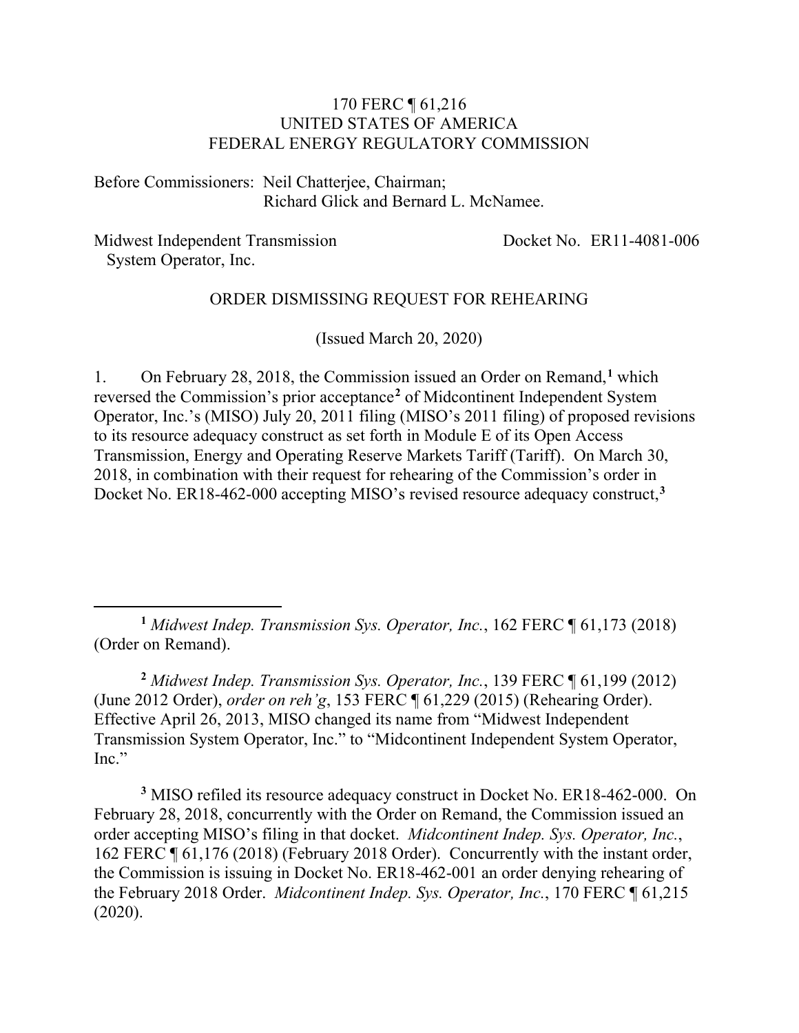170 FERC ¶ 61,216
UNITED STATES OF AMERICA
FEDERAL ENERGY REGULATORY COMMISSION

Before Commissioners: Neil Chatterjee, Chairman;
Richard Glick and Bernard L. McNamee.

Midwest Independent Transmission System Operator, Inc. — Docket No. ER11-4081-006

ORDER DISMISSING REQUEST FOR REHEARING

(Issued March 20, 2020)

1. On February 28, 2018, the Commission issued an Order on Remand,[1] which reversed the Commission's prior acceptance[2] of Midcontinent Independent System Operator, Inc.'s (MISO) July 20, 2011 filing (MISO's 2011 filing) of proposed revisions to its resource adequacy construct as set forth in Module E of its Open Access Transmission, Energy and Operating Reserve Markets Tariff (Tariff). On March 30, 2018, in combination with their request for rehearing of the Commission's order in Docket No. ER18-462-000 accepting MISO's revised resource adequacy construct,[3]

---

[1] *Midwest Indep. Transmission Sys. Operator, Inc.*, 162 FERC ¶ 61,173 (2018) (Order on Remand).

[2] *Midwest Indep. Transmission Sys. Operator, Inc.*, 139 FERC ¶ 61,199 (2012) (June 2012 Order), *order on reh'g*, 153 FERC ¶ 61,229 (2015) (Rehearing Order). Effective April 26, 2013, MISO changed its name from "Midwest Independent Transmission System Operator, Inc." to "Midcontinent Independent System Operator, Inc."

[3] MISO refiled its resource adequacy construct in Docket No. ER18-462-000. On February 28, 2018, concurrently with the Order on Remand, the Commission issued an order accepting MISO's filing in that docket. *Midcontinent Indep. Sys. Operator, Inc.*, 162 FERC ¶ 61,176 (2018) (February 2018 Order). Concurrently with the instant order, the Commission is issuing in Docket No. ER18-462-001 an order denying rehearing of the February 2018 Order. *Midcontinent Indep. Sys. Operator, Inc.*, 170 FERC ¶ 61,215 (2020).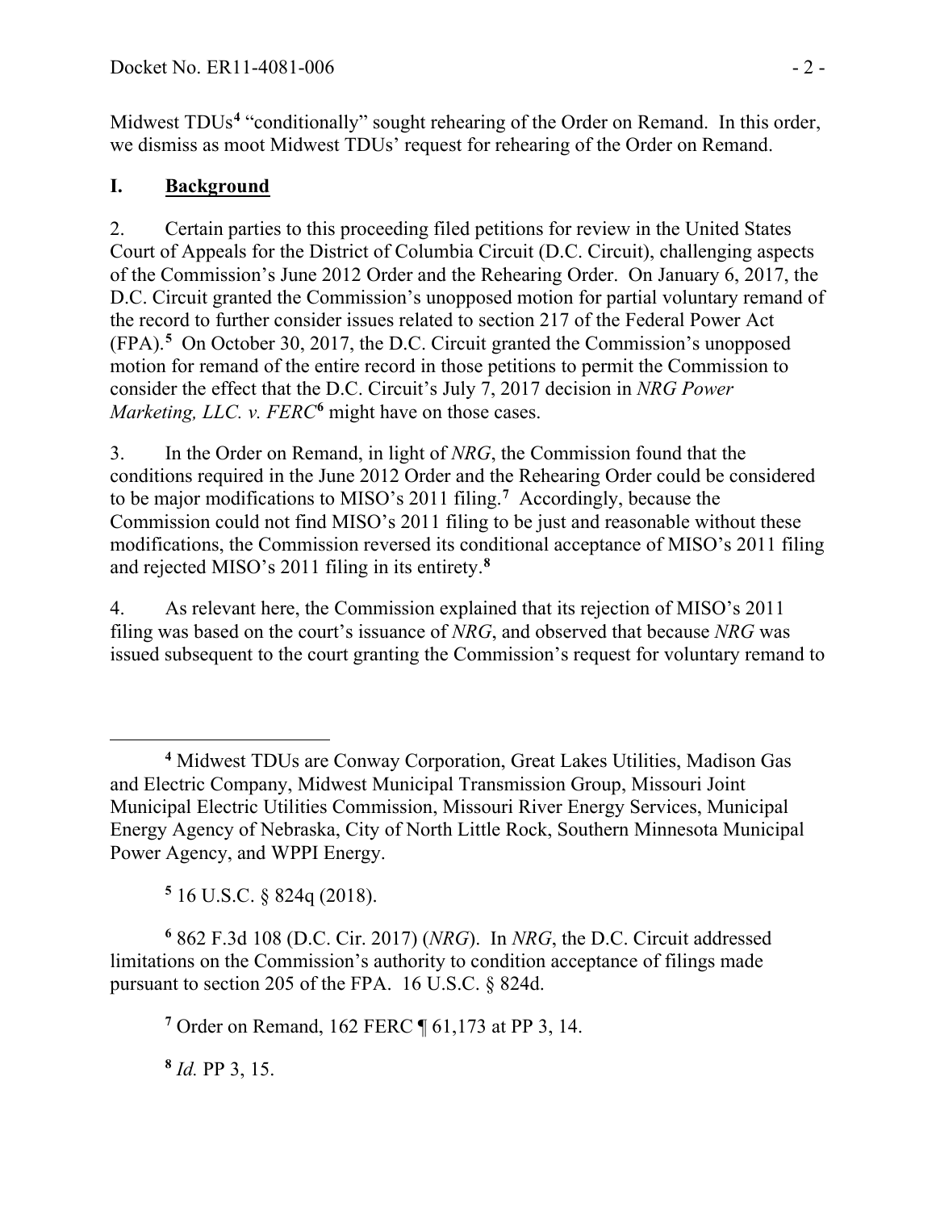Midwest TDUs[4] "conditionally" sought rehearing of the Order on Remand. In this order, we dismiss as moot Midwest TDUs' request for rehearing of the Order on Remand.

## I. **Background**

2. Certain parties to this proceeding filed petitions for review in the United States Court of Appeals for the District of Columbia Circuit (D.C. Circuit), challenging aspects of the Commission's June 2012 Order and the Rehearing Order. On January 6, 2017, the D.C. Circuit granted the Commission's unopposed motion for partial voluntary remand of the record to further consider issues related to section 217 of the Federal Power Act (FPA).[5] On October 30, 2017, the D.C. Circuit granted the Commission's unopposed motion for remand of the entire record in those petitions to permit the Commission to consider the effect that the D.C. Circuit's July 7, 2017 decision in *NRG Power Marketing, LLC. v. FERC*[6] might have on those cases.

3. In the Order on Remand, in light of *NRG*, the Commission found that the conditions required in the June 2012 Order and the Rehearing Order could be considered to be major modifications to MISO's 2011 filing.[7] Accordingly, because the Commission could not find MISO's 2011 filing to be just and reasonable without these modifications, the Commission reversed its conditional acceptance of MISO's 2011 filing and rejected MISO's 2011 filing in its entirety.[8]

4. As relevant here, the Commission explained that its rejection of MISO's 2011 filing was based on the court's issuance of *NRG*, and observed that because *NRG* was issued subsequent to the court granting the Commission's request for voluntary remand to

---

[4] Midwest TDUs are Conway Corporation, Great Lakes Utilities, Madison Gas and Electric Company, Midwest Municipal Transmission Group, Missouri Joint Municipal Electric Utilities Commission, Missouri River Energy Services, Municipal Energy Agency of Nebraska, City of North Little Rock, Southern Minnesota Municipal Power Agency, and WPPI Energy.

[5] 16 U.S.C. § 824q (2018).

[6] 862 F.3d 108 (D.C. Cir. 2017) (*NRG*). In *NRG*, the D.C. Circuit addressed limitations on the Commission's authority to condition acceptance of filings made pursuant to section 205 of the FPA. 16 U.S.C. § 824d.

[7] Order on Remand, 162 FERC ¶ 61,173 at PP 3, 14.

[8] *Id.* PP 3, 15.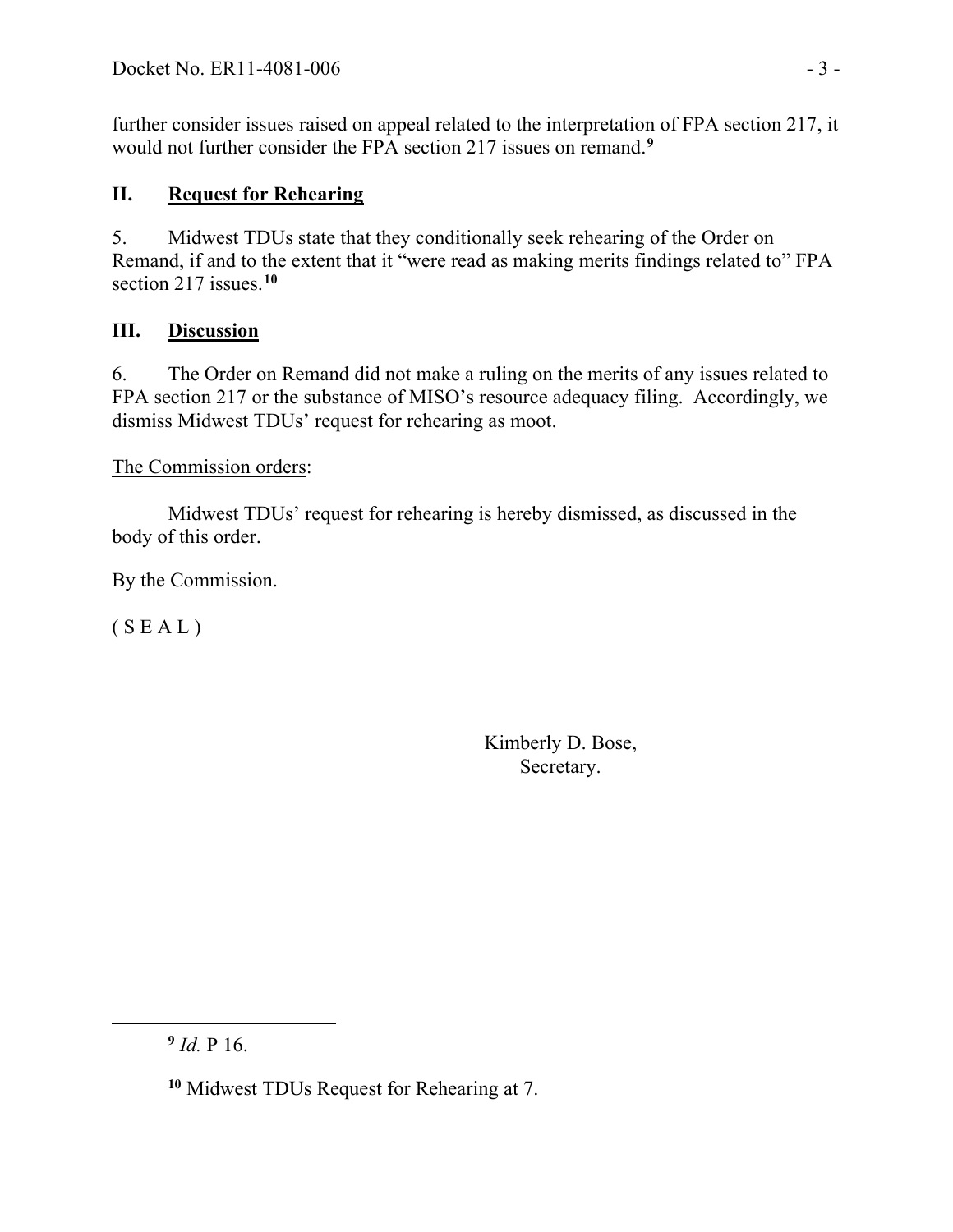further consider issues raised on appeal related to the interpretation of FPA section 217, it would not further consider the FPA section 217 issues on remand.[9]

## II. Request for Rehearing

5. Midwest TDUs state that they conditionally seek rehearing of the Order on Remand, if and to the extent that it "were read as making merits findings related to" FPA section 217 issues.[10]

## III. Discussion

6. The Order on Remand did not make a ruling on the merits of any issues related to FPA section 217 or the substance of MISO's resource adequacy filing. Accordingly, we dismiss Midwest TDUs' request for rehearing as moot.

The Commission orders:

Midwest TDUs' request for rehearing is hereby dismissed, as discussed in the body of this order.

By the Commission.

( S E A L )

Kimberly D. Bose,
Secretary.

---

[9] *Id.* P 16.

[10] Midwest TDUs Request for Rehearing at 7.